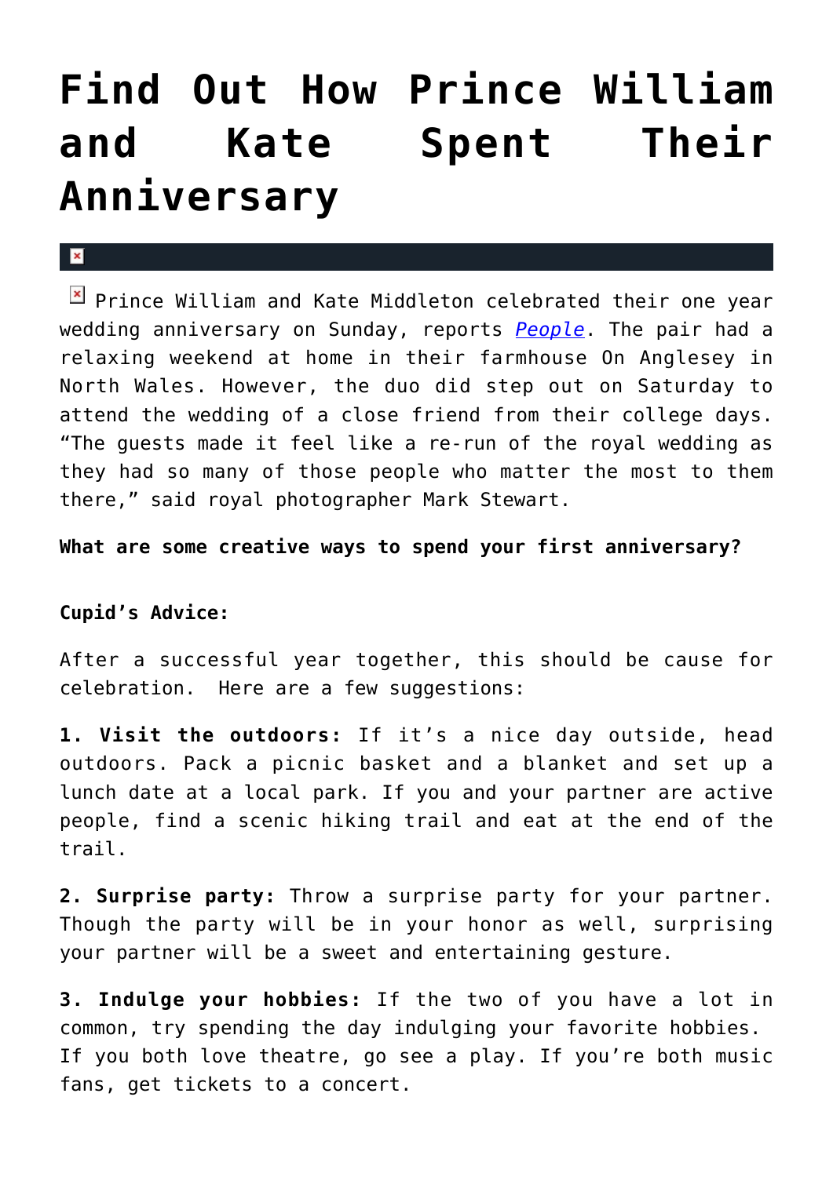# Find Out How Prince William and Kate Spent Their Anniversary

Prince William and Kate Middleton celebrated their one year wedding anniversary on Sunday, reports *People*. The pair had a relaxing weekend at home in their farmhouse On Anglesey in North Wales. However, the duo did step out on Saturday to attend the wedding of a close friend from their college days. "The guests made it feel like a re-run of the royal wedding as they had so many of those people who matter the most to them there," said royal photographer Mark Stewart.

**What are some creative ways to spend your first anniversary?**

**Cupid's Advice:**

After a successful year together, this should be cause for celebration. Here are a few suggestions:

**1. Visit the outdoors:** If it's a nice day outside, head outdoors. Pack a picnic basket and a blanket and set up a lunch date at a local park. If you and your partner are active people, find a scenic hiking trail and eat at the end of the trail.

**2. Surprise party:** Throw a surprise party for your partner. Though the party will be in your honor as well, surprising your partner will be a sweet and entertaining gesture.

**3. Indulge your hobbies:** If the two of you have a lot in common, try spending the day indulging your favorite hobbies. If you both love theatre, go see a play. If you're both music fans, get tickets to a concert.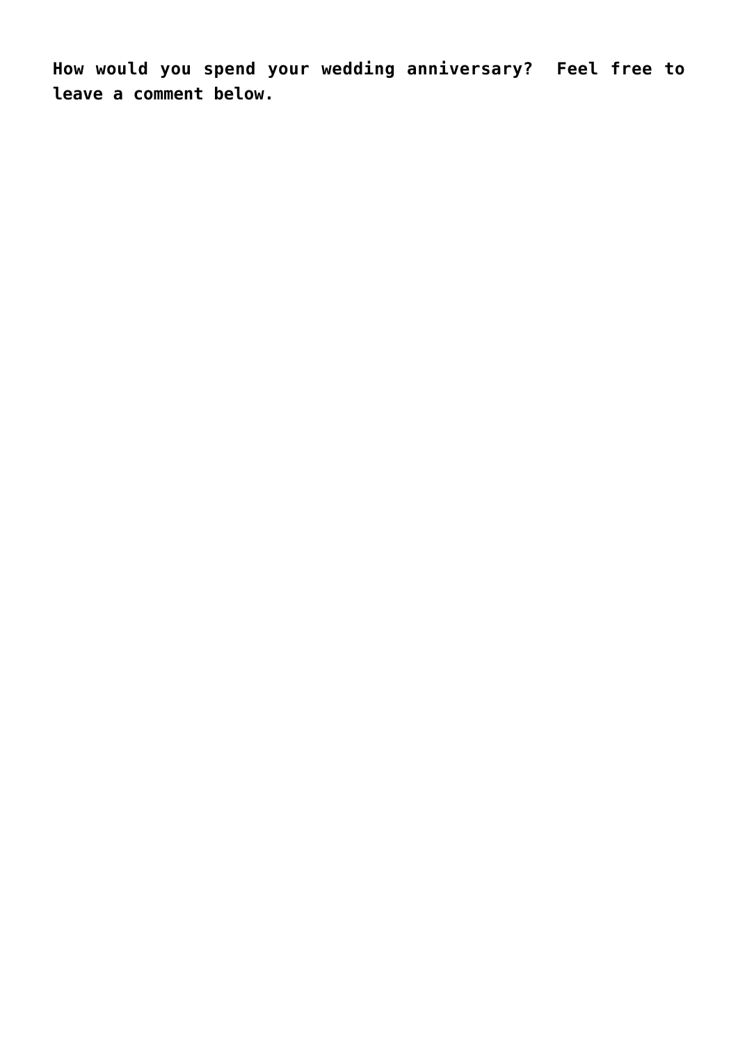**How would you spend your wedding anniversary?  Feel free to leave a comment below.**